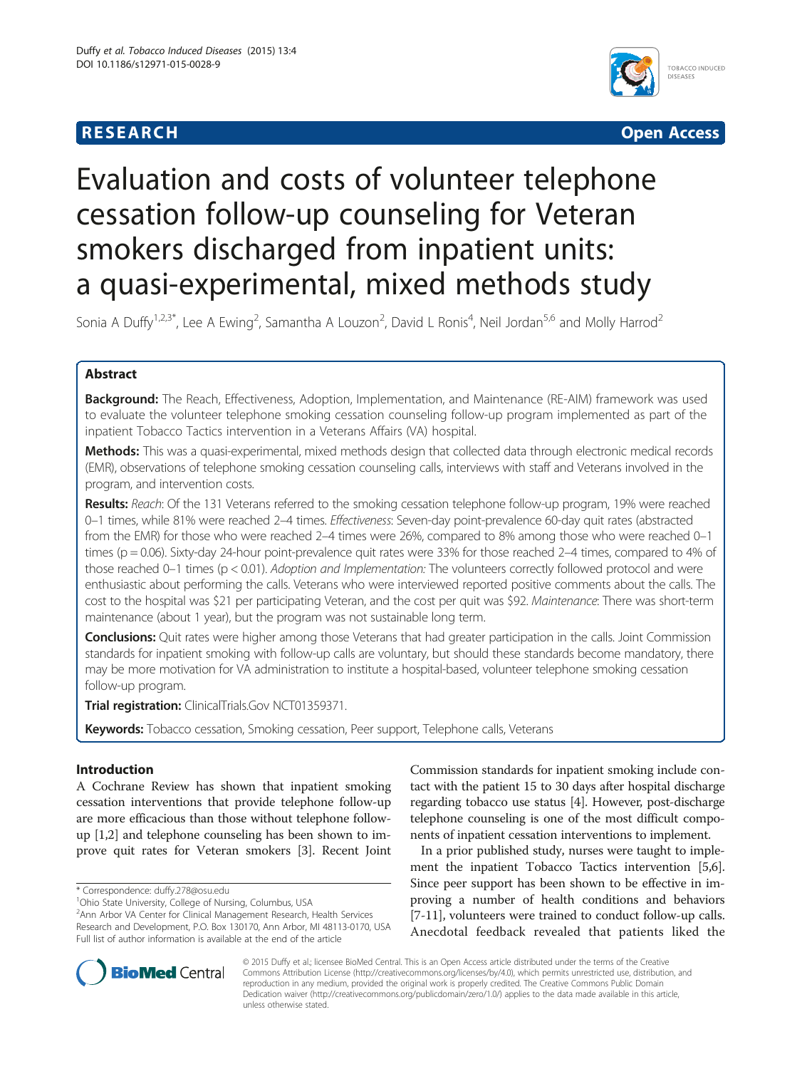**RESEARCH** **Open Access**

# Evaluation and costs of volunteer telephone cessation follow-up counseling for Veteran smokers discharged from inpatient units: a quasi-experimental, mixed methods study

Sonia A Duffy[1,2,3*], Lee A Ewing[2], Samantha A Louzon[2], David L Ronis[4], Neil Jordan[5,6] and Molly Harrod[2]

## Abstract

**Background:** The Reach, Effectiveness, Adoption, Implementation, and Maintenance (RE-AIM) framework was used to evaluate the volunteer telephone smoking cessation counseling follow-up program implemented as part of the inpatient Tobacco Tactics intervention in a Veterans Affairs (VA) hospital.

**Methods:** This was a quasi-experimental, mixed methods design that collected data through electronic medical records (EMR), observations of telephone smoking cessation counseling calls, interviews with staff and Veterans involved in the program, and intervention costs.

**Results:** *Reach*: Of the 131 Veterans referred to the smoking cessation telephone follow-up program, 19% were reached 0–1 times, while 81% were reached 2–4 times. *Effectiveness*: Seven-day point-prevalence 60-day quit rates (abstracted from the EMR) for those who were reached 2–4 times were 26%, compared to 8% among those who were reached 0–1 times ($p = 0.06$). Sixty-day 24-hour point-prevalence quit rates were 33% for those reached 2–4 times, compared to 4% of those reached 0–1 times ($p < 0.01$). *Adoption and Implementation:* The volunteers correctly followed protocol and were enthusiastic about performing the calls. Veterans who were interviewed reported positive comments about the calls. The cost to the hospital was $21 per participating Veteran, and the cost per quit was $92. *Maintenance*: There was short-term maintenance (about 1 year), but the program was not sustainable long term.

**Conclusions:** Quit rates were higher among those Veterans that had greater participation in the calls. Joint Commission standards for inpatient smoking with follow-up calls are voluntary, but should these standards become mandatory, there may be more motivation for VA administration to institute a hospital-based, volunteer telephone smoking cessation follow-up program.

**Trial registration:** ClinicalTrials.Gov NCT01359371.

**Keywords:** Tobacco cessation, Smoking cessation, Peer support, Telephone calls, Veterans

## Introduction

A Cochrane Review has shown that inpatient smoking cessation interventions that provide telephone follow-up are more efficacious than those without telephone follow-up [1,2] and telephone counseling has been shown to improve quit rates for Veteran smokers [3]. Recent Joint Commission standards for inpatient smoking include contact with the patient 15 to 30 days after hospital discharge regarding tobacco use status [4]. However, post-discharge telephone counseling is one of the most difficult components of inpatient cessation interventions to implement.

In a prior published study, nurses were taught to implement the inpatient Tobacco Tactics intervention [5,6]. Since peer support has been shown to be effective in improving a number of health conditions and behaviors [7-11], volunteers were trained to conduct follow-up calls. Anecdotal feedback revealed that patients liked the

\* Correspondence: duffy.278@osu.edu
[1]Ohio State University, College of Nursing, Columbus, USA
[2]Ann Arbor VA Center for Clinical Management Research, Health Services Research and Development, P.O. Box 130170, Ann Arbor, MI 48113-0170, USA
Full list of author information is available at the end of the article

© 2015 Duffy et al.; licensee BioMed Central. This is an Open Access article distributed under the terms of the Creative Commons Attribution License (http://creativecommons.org/licenses/by/4.0), which permits unrestricted use, distribution, and reproduction in any medium, provided the original work is properly credited. The Creative Commons Public Domain Dedication waiver (http://creativecommons.org/publicdomain/zero/1.0/) applies to the data made available in this article, unless otherwise stated.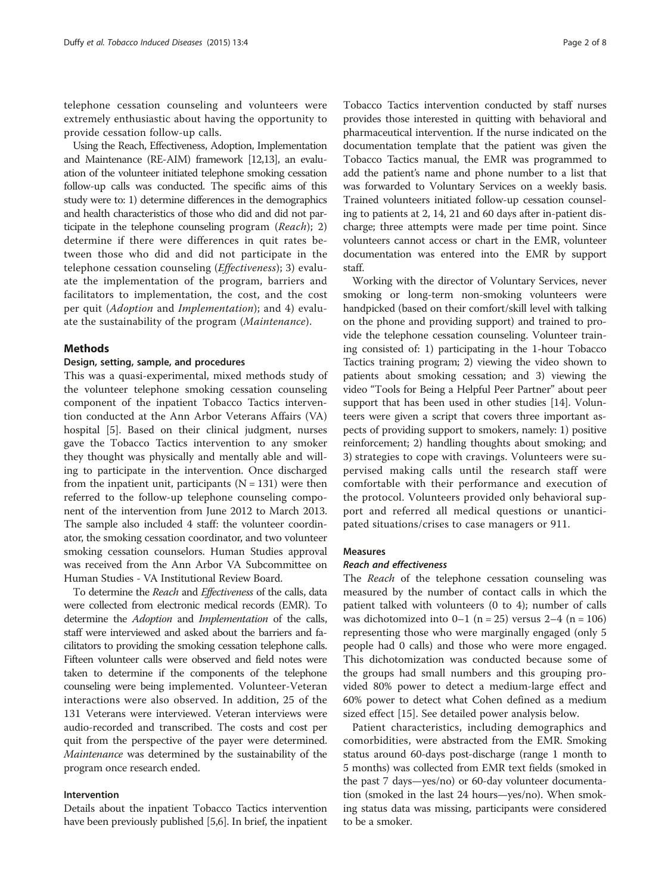telephone cessation counseling and volunteers were extremely enthusiastic about having the opportunity to provide cessation follow-up calls.

Using the Reach, Effectiveness, Adoption, Implementation and Maintenance (RE-AIM) framework [12,13], an evaluation of the volunteer initiated telephone smoking cessation follow-up calls was conducted. The specific aims of this study were to: 1) determine differences in the demographics and health characteristics of those who did and did not participate in the telephone counseling program (*Reach*); 2) determine if there were differences in quit rates between those who did and did not participate in the telephone cessation counseling (*Effectiveness*); 3) evaluate the implementation of the program, barriers and facilitators to implementation, the cost, and the cost per quit (*Adoption* and *Implementation*); and 4) evaluate the sustainability of the program (*Maintenance*).

## Methods

### Design, setting, sample, and procedures

This was a quasi-experimental, mixed methods study of the volunteer telephone smoking cessation counseling component of the inpatient Tobacco Tactics intervention conducted at the Ann Arbor Veterans Affairs (VA) hospital [5]. Based on their clinical judgment, nurses gave the Tobacco Tactics intervention to any smoker they thought was physically and mentally able and willing to participate in the intervention. Once discharged from the inpatient unit, participants (N = 131) were then referred to the follow-up telephone counseling component of the intervention from June 2012 to March 2013. The sample also included 4 staff: the volunteer coordinator, the smoking cessation coordinator, and two volunteer smoking cessation counselors. Human Studies approval was received from the Ann Arbor VA Subcommittee on Human Studies - VA Institutional Review Board.

To determine the *Reach* and *Effectiveness* of the calls, data were collected from electronic medical records (EMR). To determine the *Adoption* and *Implementation* of the calls, staff were interviewed and asked about the barriers and facilitators to providing the smoking cessation telephone calls. Fifteen volunteer calls were observed and field notes were taken to determine if the components of the telephone counseling were being implemented. Volunteer-Veteran interactions were also observed. In addition, 25 of the 131 Veterans were interviewed. Veteran interviews were audio-recorded and transcribed. The costs and cost per quit from the perspective of the payer were determined. *Maintenance* was determined by the sustainability of the program once research ended.

### Intervention

Details about the inpatient Tobacco Tactics intervention have been previously published [5,6]. In brief, the inpatient Tobacco Tactics intervention conducted by staff nurses provides those interested in quitting with behavioral and pharmaceutical intervention. If the nurse indicated on the documentation template that the patient was given the Tobacco Tactics manual, the EMR was programmed to add the patient's name and phone number to a list that was forwarded to Voluntary Services on a weekly basis. Trained volunteers initiated follow-up cessation counseling to patients at 2, 14, 21 and 60 days after in-patient discharge; three attempts were made per time point. Since volunteers cannot access or chart in the EMR, volunteer documentation was entered into the EMR by support staff.

Working with the director of Voluntary Services, never smoking or long-term non-smoking volunteers were handpicked (based on their comfort/skill level with talking on the phone and providing support) and trained to provide the telephone cessation counseling. Volunteer training consisted of: 1) participating in the 1-hour Tobacco Tactics training program; 2) viewing the video shown to patients about smoking cessation; and 3) viewing the video "Tools for Being a Helpful Peer Partner" about peer support that has been used in other studies [14]. Volunteers were given a script that covers three important aspects of providing support to smokers, namely: 1) positive reinforcement; 2) handling thoughts about smoking; and 3) strategies to cope with cravings. Volunteers were supervised making calls until the research staff were comfortable with their performance and execution of the protocol. Volunteers provided only behavioral support and referred all medical questions or unanticipated situations/crises to case managers or 911.

### Measures

#### Reach and effectiveness

The *Reach* of the telephone cessation counseling was measured by the number of contact calls in which the patient talked with volunteers (0 to 4); number of calls was dichotomized into 0–1 (n = 25) versus 2–4 (n = 106) representing those who were marginally engaged (only 5 people had 0 calls) and those who were more engaged. This dichotomization was conducted because some of the groups had small numbers and this grouping provided 80% power to detect a medium-large effect and 60% power to detect what Cohen defined as a medium sized effect [15]. See detailed power analysis below.

Patient characteristics, including demographics and comorbidities, were abstracted from the EMR. Smoking status around 60-days post-discharge (range 1 month to 5 months) was collected from EMR text fields (smoked in the past 7 days—yes/no) or 60-day volunteer documentation (smoked in the last 24 hours—yes/no). When smoking status data was missing, participants were considered to be a smoker.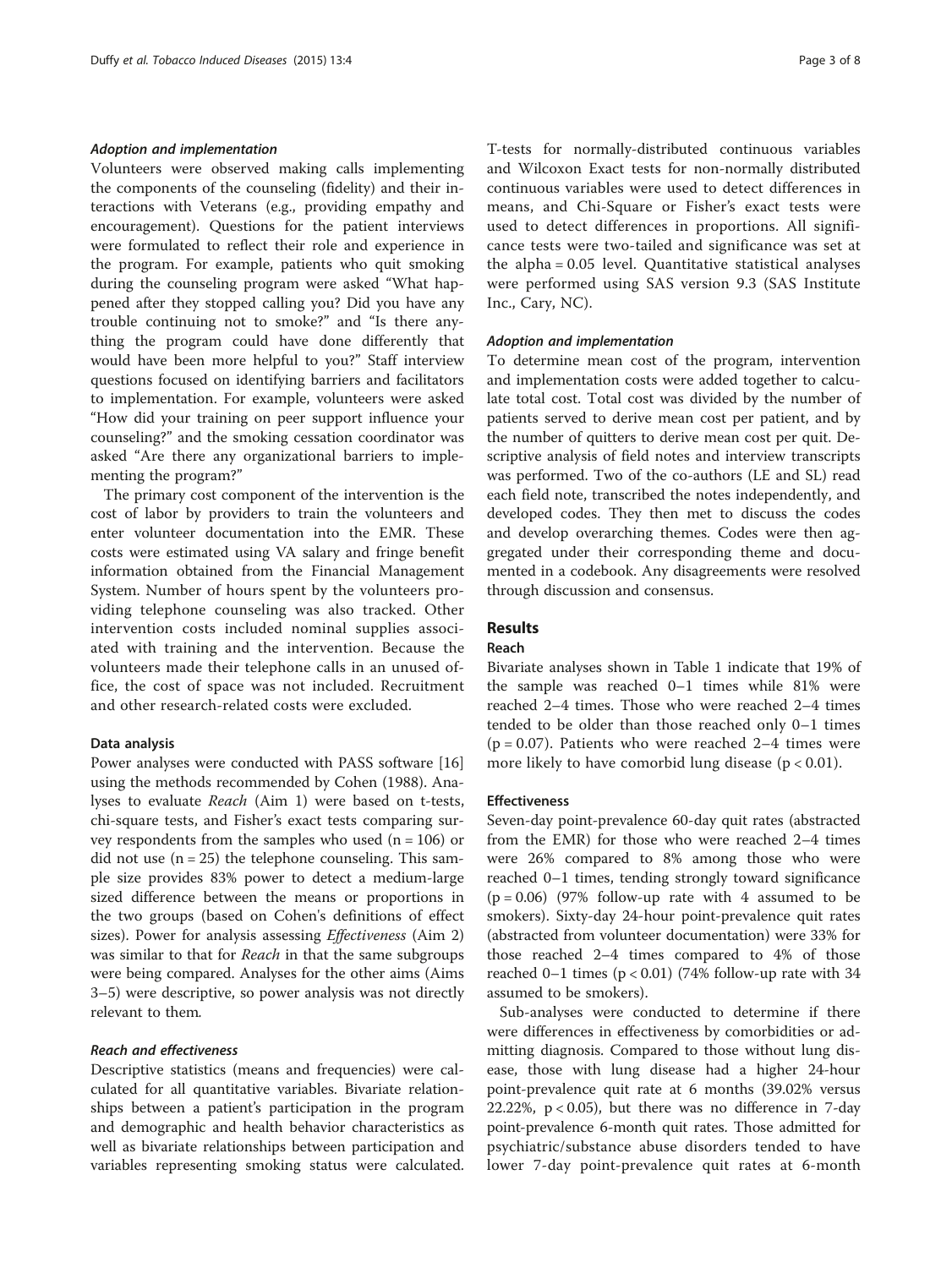#### *Adoption and implementation*

Volunteers were observed making calls implementing the components of the counseling (fidelity) and their interactions with Veterans (e.g., providing empathy and encouragement). Questions for the patient interviews were formulated to reflect their role and experience in the program. For example, patients who quit smoking during the counseling program were asked "What happened after they stopped calling you? Did you have any trouble continuing not to smoke?" and "Is there anything the program could have done differently that would have been more helpful to you?" Staff interview questions focused on identifying barriers and facilitators to implementation. For example, volunteers were asked "How did your training on peer support influence your counseling?" and the smoking cessation coordinator was asked "Are there any organizational barriers to implementing the program?"

The primary cost component of the intervention is the cost of labor by providers to train the volunteers and enter volunteer documentation into the EMR. These costs were estimated using VA salary and fringe benefit information obtained from the Financial Management System. Number of hours spent by the volunteers providing telephone counseling was also tracked. Other intervention costs included nominal supplies associated with training and the intervention. Because the volunteers made their telephone calls in an unused office, the cost of space was not included. Recruitment and other research-related costs were excluded.

### Data analysis

Power analyses were conducted with PASS software [16] using the methods recommended by Cohen (1988). Analyses to evaluate *Reach* (Aim 1) were based on t-tests, chi-square tests, and Fisher's exact tests comparing survey respondents from the samples who used ($n = 106$) or did not use ($n = 25$) the telephone counseling. This sample size provides 83% power to detect a medium-large sized difference between the means or proportions in the two groups (based on Cohen's definitions of effect sizes). Power for analysis assessing *Effectiveness* (Aim 2) was similar to that for *Reach* in that the same subgroups were being compared. Analyses for the other aims (Aims 3–5) were descriptive, so power analysis was not directly relevant to them.

#### *Reach and effectiveness*

Descriptive statistics (means and frequencies) were calculated for all quantitative variables. Bivariate relationships between a patient's participation in the program and demographic and health behavior characteristics as well as bivariate relationships between participation and variables representing smoking status were calculated. T-tests for normally-distributed continuous variables and Wilcoxon Exact tests for non-normally distributed continuous variables were used to detect differences in means, and Chi-Square or Fisher's exact tests were used to detect differences in proportions. All significance tests were two-tailed and significance was set at the alpha = 0.05 level. Quantitative statistical analyses were performed using SAS version 9.3 (SAS Institute Inc., Cary, NC).

#### *Adoption and implementation*

To determine mean cost of the program, intervention and implementation costs were added together to calculate total cost. Total cost was divided by the number of patients served to derive mean cost per patient, and by the number of quitters to derive mean cost per quit. Descriptive analysis of field notes and interview transcripts was performed. Two of the co-authors (LE and SL) read each field note, transcribed the notes independently, and developed codes. They then met to discuss the codes and develop overarching themes. Codes were then aggregated under their corresponding theme and documented in a codebook. Any disagreements were resolved through discussion and consensus.

## Results

### Reach

Bivariate analyses shown in Table 1 indicate that 19% of the sample was reached 0–1 times while 81% were reached 2–4 times. Those who were reached 2–4 times tended to be older than those reached only 0–1 times ($p = 0.07$). Patients who were reached 2–4 times were more likely to have comorbid lung disease ($p < 0.01$).

### Effectiveness

Seven-day point-prevalence 60-day quit rates (abstracted from the EMR) for those who were reached 2–4 times were 26% compared to 8% among those who were reached 0–1 times, tending strongly toward significance ($p = 0.06$) (97% follow-up rate with 4 assumed to be smokers). Sixty-day 24-hour point-prevalence quit rates (abstracted from volunteer documentation) were 33% for those reached 2–4 times compared to 4% of those reached 0–1 times ($p < 0.01$) (74% follow-up rate with 34 assumed to be smokers).

Sub-analyses were conducted to determine if there were differences in effectiveness by comorbidities or admitting diagnosis. Compared to those without lung disease, those with lung disease had a higher 24-hour point-prevalence quit rate at 6 months (39.02% versus 22.22%, $p < 0.05$), but there was no difference in 7-day point-prevalence 6-month quit rates. Those admitted for psychiatric/substance abuse disorders tended to have lower 7-day point-prevalence quit rates at 6-month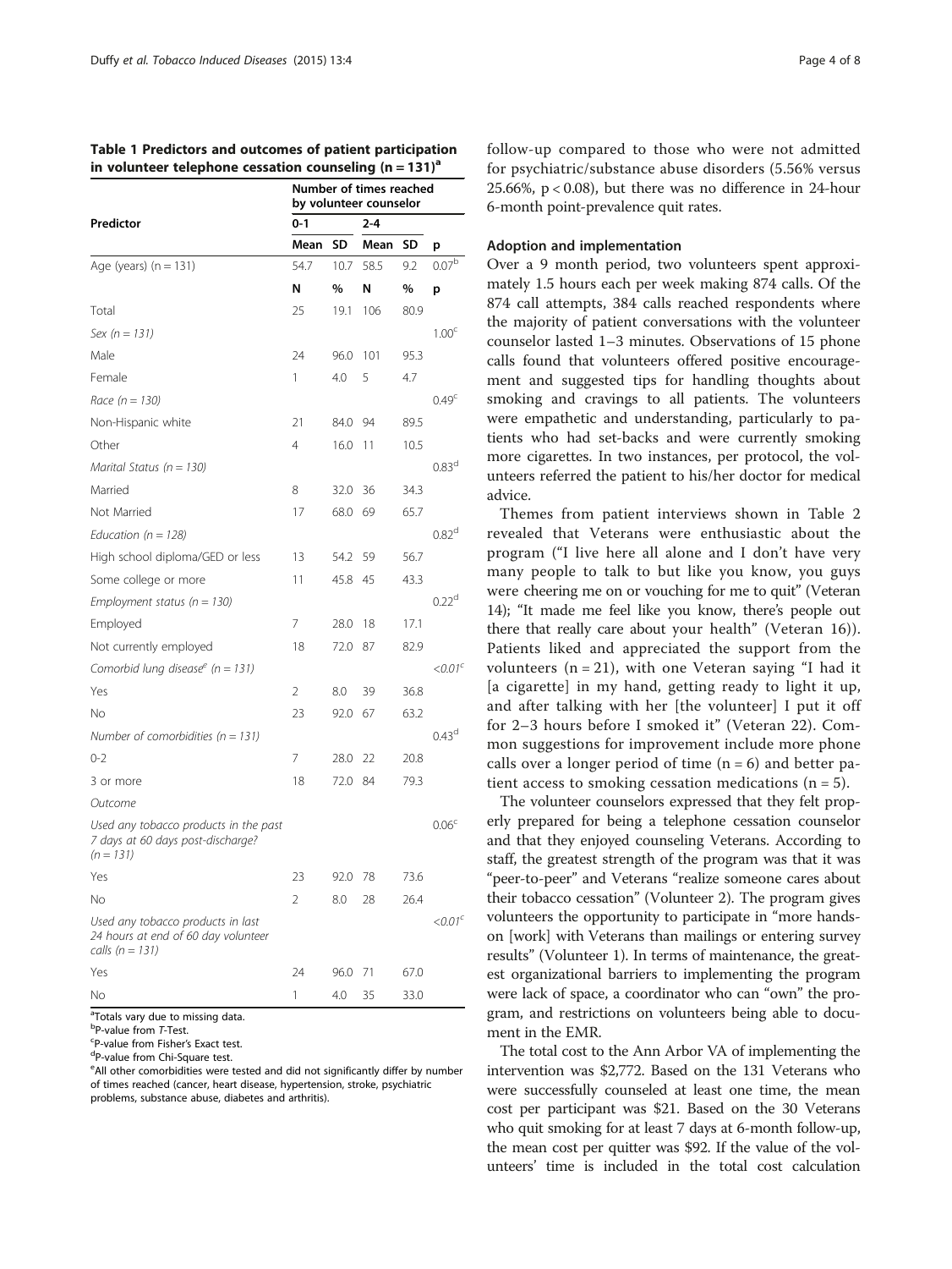**Table 1 Predictors and outcomes of patient participation in volunteer telephone cessation counseling (n = 131)[a]**

| Predictor | Number of times reached by volunteer counselor | | | | |
|---|---|---|---|---|---|
| | 0-1 | | 2-4 | | |
| | Mean | SD | Mean | SD | p |
| Age (years) (n = 131) | 54.7 | 10.7 | 58.5 | 9.2 | 0.07[b] |
| | N | % | N | % | p |
| Total | 25 | 19.1 | 106 | 80.9 | |
| *Sex (n = 131)* | | | | | 1.00[c] |
| Male | 24 | 96.0 | 101 | 95.3 | |
| Female | 1 | 4.0 | 5 | 4.7 | |
| *Race (n = 130)* | | | | | 0.49[c] |
| Non-Hispanic white | 21 | 84.0 | 94 | 89.5 | |
| Other | 4 | 16.0 | 11 | 10.5 | |
| *Marital Status (n = 130)* | | | | | 0.83[d] |
| Married | 8 | 32.0 | 36 | 34.3 | |
| Not Married | 17 | 68.0 | 69 | 65.7 | |
| *Education (n = 128)* | | | | | 0.82[d] |
| High school diploma/GED or less | 13 | 54.2 | 59 | 56.7 | |
| Some college or more | 11 | 45.8 | 45 | 43.3 | |
| *Employment status (n = 130)* | | | | | 0.22[d] |
| Employed | 7 | 28.0 | 18 | 17.1 | |
| Not currently employed | 18 | 72.0 | 87 | 82.9 | |
| *Comorbid lung disease[e] (n = 131)* | | | | | *<0.01[c]* |
| Yes | 2 | 8.0 | 39 | 36.8 | |
| No | 23 | 92.0 | 67 | 63.2 | |
| *Number of comorbidities (n = 131)* | | | | | 0.43[d] |
| 0-2 | 7 | 28.0 | 22 | 20.8 | |
| 3 or more | 18 | 72.0 | 84 | 79.3 | |
| *Outcome* | | | | | |
| *Used any tobacco products in the past 7 days at 60 days post-discharge? (n = 131)* | | | | | 0.06[c] |
| Yes | 23 | 92.0 | 78 | 73.6 | |
| No | 2 | 8.0 | 28 | 26.4 | |
| *Used any tobacco products in last 24 hours at end of 60 day volunteer calls (n = 131)* | | | | | *<0.01[c]* |
| Yes | 24 | 96.0 | 71 | 67.0 | |
| No | 1 | 4.0 | 35 | 33.0 | |

[a]Totals vary due to missing data.
[b]P-value from *T*-Test.
[c]P-value from Fisher's Exact test.
[d]P-value from Chi-Square test.
[e]All other comorbidities were tested and did not significantly differ by number of times reached (cancer, heart disease, hypertension, stroke, psychiatric problems, substance abuse, diabetes and arthritis).

follow-up compared to those who were not admitted for psychiatric/substance abuse disorders (5.56% versus 25.66%, $p < 0.08$), but there was no difference in 24-hour 6-month point-prevalence quit rates.

### Adoption and implementation

Over a 9 month period, two volunteers spent approximately 1.5 hours each per week making 874 calls. Of the 874 call attempts, 384 calls reached respondents where the majority of patient conversations with the volunteer counselor lasted 1–3 minutes. Observations of 15 phone calls found that volunteers offered positive encouragement and suggested tips for handling thoughts about smoking and cravings to all patients. The volunteers were empathetic and understanding, particularly to patients who had set-backs and were currently smoking more cigarettes. In two instances, per protocol, the volunteers referred the patient to his/her doctor for medical advice.

Themes from patient interviews shown in Table 2 revealed that Veterans were enthusiastic about the program ("I live here all alone and I don't have very many people to talk to but like you know, you guys were cheering me on or vouching for me to quit" (Veteran 14); "It made me feel like you know, there's people out there that really care about your health" (Veteran 16)). Patients liked and appreciated the support from the volunteers (n = 21), with one Veteran saying "I had it [a cigarette] in my hand, getting ready to light it up, and after talking with her [the volunteer] I put it off for 2–3 hours before I smoked it" (Veteran 22). Common suggestions for improvement include more phone calls over a longer period of time (n = 6) and better patient access to smoking cessation medications (n = 5).

The volunteer counselors expressed that they felt properly prepared for being a telephone cessation counselor and that they enjoyed counseling Veterans. According to staff, the greatest strength of the program was that it was "peer-to-peer" and Veterans "realize someone cares about their tobacco cessation" (Volunteer 2). The program gives volunteers the opportunity to participate in "more hands-on [work] with Veterans than mailings or entering survey results" (Volunteer 1). In terms of maintenance, the greatest organizational barriers to implementing the program were lack of space, a coordinator who can "own" the program, and restrictions on volunteers being able to document in the EMR.

The total cost to the Ann Arbor VA of implementing the intervention was $2,772. Based on the 131 Veterans who were successfully counseled at least one time, the mean cost per participant was $21. Based on the 30 Veterans who quit smoking for at least 7 days at 6-month follow-up, the mean cost per quitter was $92. If the value of the volunteers' time is included in the total cost calculation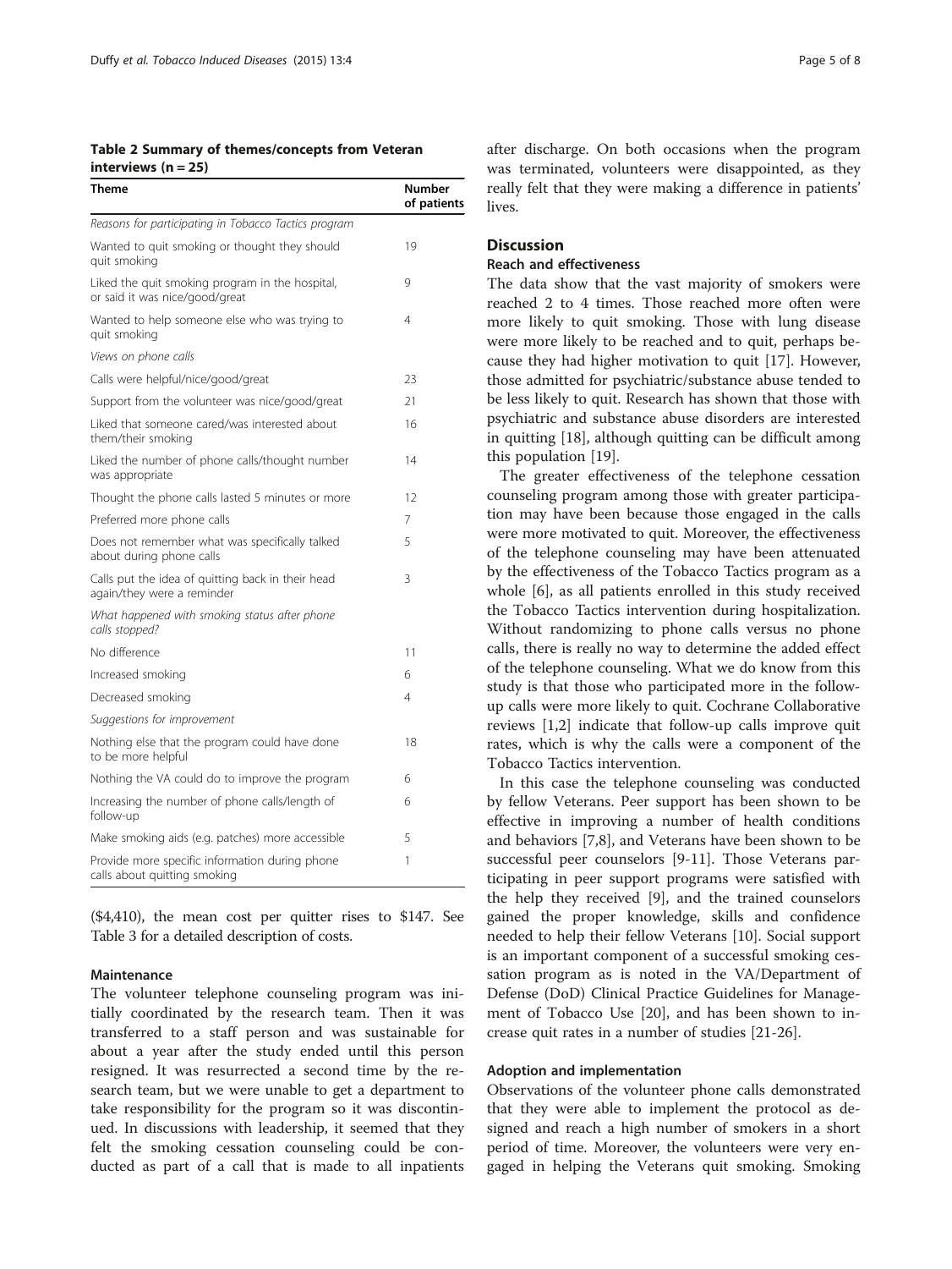**Table 2 Summary of themes/concepts from Veteran interviews (n = 25)**

| Theme | Number of patients |
|---|---|
| *Reasons for participating in Tobacco Tactics program* | |
| Wanted to quit smoking or thought they should quit smoking | 19 |
| Liked the quit smoking program in the hospital, or said it was nice/good/great | 9 |
| Wanted to help someone else who was trying to quit smoking | 4 |
| *Views on phone calls* | |
| Calls were helpful/nice/good/great | 23 |
| Support from the volunteer was nice/good/great | 21 |
| Liked that someone cared/was interested about them/their smoking | 16 |
| Liked the number of phone calls/thought number was appropriate | 14 |
| Thought the phone calls lasted 5 minutes or more | 12 |
| Preferred more phone calls | 7 |
| Does not remember what was specifically talked about during phone calls | 5 |
| Calls put the idea of quitting back in their head again/they were a reminder | 3 |
| *What happened with smoking status after phone calls stopped?* | |
| No difference | 11 |
| Increased smoking | 6 |
| Decreased smoking | 4 |
| *Suggestions for improvement* | |
| Nothing else that the program could have done to be more helpful | 18 |
| Nothing the VA could do to improve the program | 6 |
| Increasing the number of phone calls/length of follow-up | 6 |
| Make smoking aids (e.g. patches) more accessible | 5 |
| Provide more specific information during phone calls about quitting smoking | 1 |

($4,410), the mean cost per quitter rises to $147. See Table 3 for a detailed description of costs.

### Maintenance

The volunteer telephone counseling program was initially coordinated by the research team. Then it was transferred to a staff person and was sustainable for about a year after the study ended until this person resigned. It was resurrected a second time by the research team, but we were unable to get a department to take responsibility for the program so it was discontinued. In discussions with leadership, it seemed that they felt the smoking cessation counseling could be conducted as part of a call that is made to all inpatients after discharge. On both occasions when the program was terminated, volunteers were disappointed, as they really felt that they were making a difference in patients' lives.

## Discussion

### Reach and effectiveness

The data show that the vast majority of smokers were reached 2 to 4 times. Those reached more often were more likely to quit smoking. Those with lung disease were more likely to be reached and to quit, perhaps because they had higher motivation to quit [17]. However, those admitted for psychiatric/substance abuse tended to be less likely to quit. Research has shown that those with psychiatric and substance abuse disorders are interested in quitting [18], although quitting can be difficult among this population [19].

The greater effectiveness of the telephone cessation counseling program among those with greater participation may have been because those engaged in the calls were more motivated to quit. Moreover, the effectiveness of the telephone counseling may have been attenuated by the effectiveness of the Tobacco Tactics program as a whole [6], as all patients enrolled in this study received the Tobacco Tactics intervention during hospitalization. Without randomizing to phone calls versus no phone calls, there is really no way to determine the added effect of the telephone counseling. What we do know from this study is that those who participated more in the follow-up calls were more likely to quit. Cochrane Collaborative reviews [1,2] indicate that follow-up calls improve quit rates, which is why the calls were a component of the Tobacco Tactics intervention.

In this case the telephone counseling was conducted by fellow Veterans. Peer support has been shown to be effective in improving a number of health conditions and behaviors [7,8], and Veterans have been shown to be successful peer counselors [9-11]. Those Veterans participating in peer support programs were satisfied with the help they received [9], and the trained counselors gained the proper knowledge, skills and confidence needed to help their fellow Veterans [10]. Social support is an important component of a successful smoking cessation program as is noted in the VA/Department of Defense (DoD) Clinical Practice Guidelines for Management of Tobacco Use [20], and has been shown to increase quit rates in a number of studies [21-26].

### Adoption and implementation

Observations of the volunteer phone calls demonstrated that they were able to implement the protocol as designed and reach a high number of smokers in a short period of time. Moreover, the volunteers were very engaged in helping the Veterans quit smoking. Smoking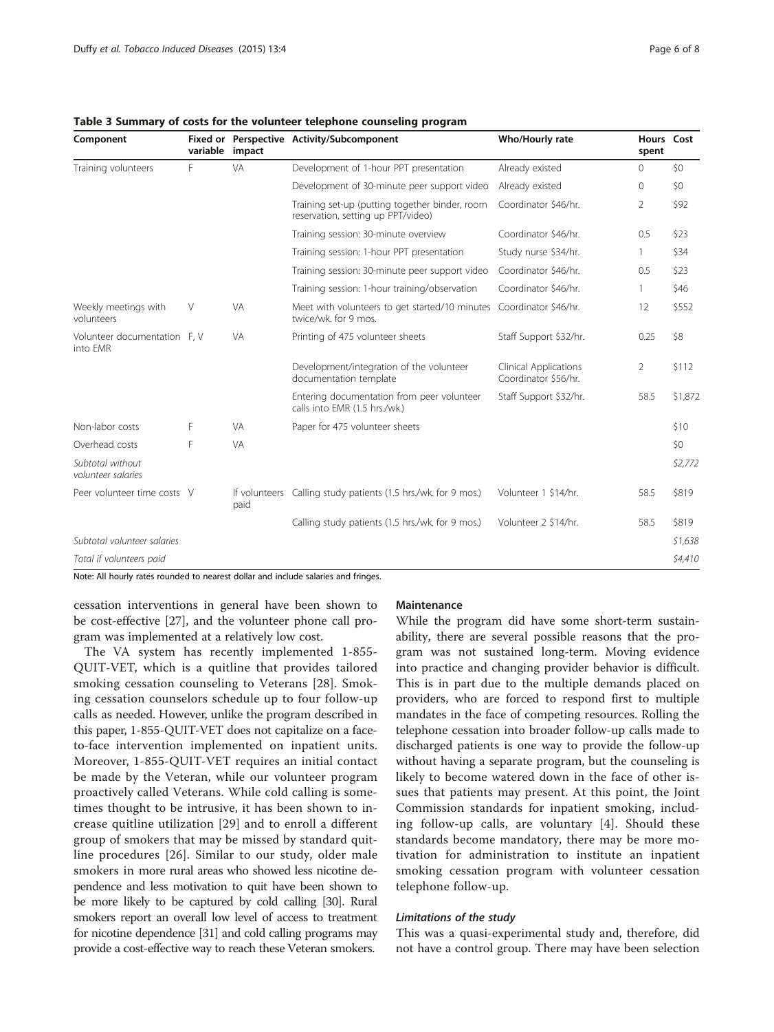**Table 3 Summary of costs for the volunteer telephone counseling program**

| Component | Fixed or variable | Perspective impact | Activity/Subcomponent | Who/Hourly rate | Hours spent | Cost |
|---|---|---|---|---|---|---|
| Training volunteers | F | VA | Development of 1-hour PPT presentation | Already existed | 0 | $0 |
| | | | Development of 30-minute peer support video | Already existed | 0 | $0 |
| | | | Training set-up (putting together binder, room reservation, setting up PPT/video) | Coordinator $46/hr. | 2 | $92 |
| | | | Training session: 30-minute overview | Coordinator $46/hr. | 0.5 | $23 |
| | | | Training session: 1-hour PPT presentation | Study nurse $34/hr. | 1 | $34 |
| | | | Training session: 30-minute peer support video | Coordinator $46/hr. | 0.5 | $23 |
| | | | Training session: 1-hour training/observation | Coordinator $46/hr. | 1 | $46 |
| Weekly meetings with volunteers | V | VA | Meet with volunteers to get started/10 minutes twice/wk. for 9 mos. | Coordinator $46/hr. | 12 | $552 |
| Volunteer documentation into EMR | F, V | VA | Printing of 475 volunteer sheets | Staff Support $32/hr. | 0.25 | $8 |
| | | | Development/integration of the volunteer documentation template | Clinical Applications Coordinator $56/hr. | 2 | $112 |
| | | | Entering documentation from peer volunteer calls into EMR (1.5 hrs./wk.) | Staff Support $32/hr. | 58.5 | $1,872 |
| Non-labor costs | F | VA | Paper for 475 volunteer sheets | | | $10 |
| Overhead costs | F | VA | | | | $0 |
| *Subtotal without volunteer salaries* | | | | | | *$2,772* |
| Peer volunteer time costs | V | If volunteers paid | Calling study patients (1.5 hrs./wk. for 9 mos.) | Volunteer 1 $14/hr. | 58.5 | $819 |
| | | | Calling study patients (1.5 hrs./wk. for 9 mos.) | Volunteer 2 $14/hr. | 58.5 | $819 |
| *Subtotal volunteer salaries* | | | | | | *$1,638* |
| *Total if volunteers paid* | | | | | | *$4,410* |

Note: All hourly rates rounded to nearest dollar and include salaries and fringes.

cessation interventions in general have been shown to be cost-effective [27], and the volunteer phone call program was implemented at a relatively low cost.

The VA system has recently implemented 1-855-QUIT-VET, which is a quitline that provides tailored smoking cessation counseling to Veterans [28]. Smoking cessation counselors schedule up to four follow-up calls as needed. However, unlike the program described in this paper, 1-855-QUIT-VET does not capitalize on a face-to-face intervention implemented on inpatient units. Moreover, 1-855-QUIT-VET requires an initial contact be made by the Veteran, while our volunteer program proactively called Veterans. While cold calling is sometimes thought to be intrusive, it has been shown to increase quitline utilization [29] and to enroll a different group of smokers that may be missed by standard quitline procedures [26]. Similar to our study, older male smokers in more rural areas who showed less nicotine dependence and less motivation to quit have been shown to be more likely to be captured by cold calling [30]. Rural smokers report an overall low level of access to treatment for nicotine dependence [31] and cold calling programs may provide a cost-effective way to reach these Veteran smokers.

## Maintenance

While the program did have some short-term sustainability, there are several possible reasons that the program was not sustained long-term. Moving evidence into practice and changing provider behavior is difficult. This is in part due to the multiple demands placed on providers, who are forced to respond first to multiple mandates in the face of competing resources. Rolling the telephone cessation into broader follow-up calls made to discharged patients is one way to provide the follow-up without having a separate program, but the counseling is likely to become watered down in the face of other issues that patients may present. At this point, the Joint Commission standards for inpatient smoking, including follow-up calls, are voluntary [4]. Should these standards become mandatory, there may be more motivation for administration to institute an inpatient smoking cessation program with volunteer cessation telephone follow-up.

### *Limitations of the study*

This was a quasi-experimental study and, therefore, did not have a control group. There may have been selection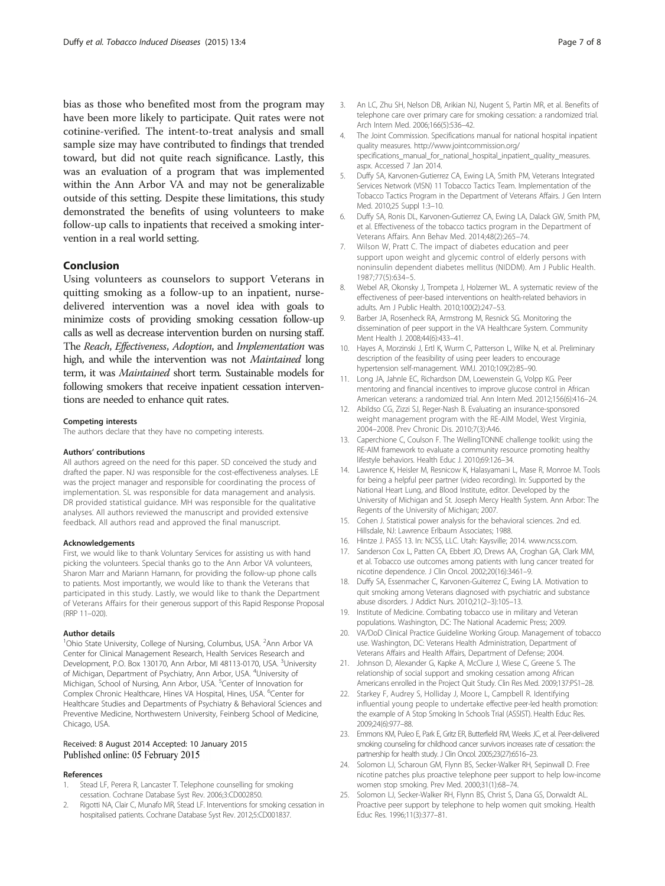bias as those who benefited most from the program may have been more likely to participate. Quit rates were not cotinine-verified. The intent-to-treat analysis and small sample size may have contributed to findings that trended toward, but did not quite reach significance. Lastly, this was an evaluation of a program that was implemented within the Ann Arbor VA and may not be generalizable outside of this setting. Despite these limitations, this study demonstrated the benefits of using volunteers to make follow-up calls to inpatients that received a smoking intervention in a real world setting.

## Conclusion

Using volunteers as counselors to support Veterans in quitting smoking as a follow-up to an inpatient, nurse-delivered intervention was a novel idea with goals to minimize costs of providing smoking cessation follow-up calls as well as decrease intervention burden on nursing staff. The *Reach*, *Effectiveness*, *Adoption*, and *Implementation* was high, and while the intervention was not *Maintained* long term, it was *Maintained* short term. Sustainable models for following smokers that receive inpatient cessation interventions are needed to enhance quit rates.

#### Competing interests

The authors declare that they have no competing interests.

#### Authors' contributions

All authors agreed on the need for this paper. SD conceived the study and drafted the paper. NJ was responsible for the cost-effectiveness analyses. LE was the project manager and responsible for coordinating the process of implementation. SL was responsible for data management and analysis. DR provided statistical guidance. MH was responsible for the qualitative analyses. All authors reviewed the manuscript and provided extensive feedback. All authors read and approved the final manuscript.

#### Acknowledgements

First, we would like to thank Voluntary Services for assisting us with hand picking the volunteers. Special thanks go to the Ann Arbor VA volunteers, Sharon Marr and Mariann Hamann, for providing the follow-up phone calls to patients. Most importantly, we would like to thank the Veterans that participated in this study. Lastly, we would like to thank the Department of Veterans Affairs for their generous support of this Rapid Response Proposal (RRP 11–020).

#### Author details

[1]Ohio State University, College of Nursing, Columbus, USA. [2]Ann Arbor VA Center for Clinical Management Research, Health Services Research and Development, P.O. Box 130170, Ann Arbor, MI 48113-0170, USA. [3]University of Michigan, Department of Psychiatry, Ann Arbor, USA. [4]University of Michigan, School of Nursing, Ann Arbor, USA. [5]Center of Innovation for Complex Chronic Healthcare, Hines VA Hospital, Hines, USA. [6]Center for Healthcare Studies and Departments of Psychiatry & Behavioral Sciences and Preventive Medicine, Northwestern University, Feinberg School of Medicine, Chicago, USA.

Received: 8 August 2014 Accepted: 10 January 2015
Published online: 05 February 2015

#### References

1. Stead LF, Perera R, Lancaster T. Telephone counselling for smoking cessation. Cochrane Database Syst Rev. 2006;3:CD002850.
2. Rigotti NA, Clair C, Munafo MR, Stead LF. Interventions for smoking cessation in hospitalised patients. Cochrane Database Syst Rev. 2012;5:CD001837.
3. An LC, Zhu SH, Nelson DB, Arikian NJ, Nugent S, Partin MR, et al. Benefits of telephone care over primary care for smoking cessation: a randomized trial. Arch Intern Med. 2006;166(5):536–42.
4. The Joint Commission. Specifications manual for national hospital inpatient quality measures. http://www.jointcommission.org/specifications_manual_for_national_hospital_inpatient_quality_measures.aspx. Accessed 7 Jan 2014.
5. Duffy SA, Karvonen-Gutierrez CA, Ewing LA, Smith PM, Veterans Integrated Services Network (VISN) 11 Tobacco Tactics Team. Implementation of the Tobacco Tactics Program in the Department of Veterans Affairs. J Gen Intern Med. 2010;25 Suppl 1:3–10.
6. Duffy SA, Ronis DL, Karvonen-Gutierrez CA, Ewing LA, Dalack GW, Smith PM, et al. Effectiveness of the tobacco tactics program in the Department of Veterans Affairs. Ann Behav Med. 2014;48(2):265–74.
7. Wilson W, Pratt C. The impact of diabetes education and peer support upon weight and glycemic control of elderly persons with noninsulin dependent diabetes mellitus (NIDDM). Am J Public Health. 1987;77(5):634–5.
8. Webel AR, Okonsky J, Trompeta J, Holzemer WL. A systematic review of the effectiveness of peer-based interventions on health-related behaviors in adults. Am J Public Health. 2010;100(2):247–53.
9. Barber JA, Rosenheck RA, Armstrong M, Resnick SG. Monitoring the dissemination of peer support in the VA Healthcare System. Community Ment Health J. 2008;44(6):433–41.
10. Hayes A, Morzinski J, Ertl K, Wurm C, Patterson L, Wilke N, et al. Preliminary description of the feasibility of using peer leaders to encourage hypertension self-management. WMJ. 2010;109(2):85–90.
11. Long JA, Jahnle EC, Richardson DM, Loewenstein G, Volpp KG. Peer mentoring and financial incentives to improve glucose control in African American veterans: a randomized trial. Ann Intern Med. 2012;156(6):416–24.
12. Abildso CG, Zizzi SJ, Reger-Nash B. Evaluating an insurance-sponsored weight management program with the RE-AIM Model, West Virginia, 2004–2008. Prev Chronic Dis. 2010;7(3):A46.
13. Caperchione C, Coulson F. The WellingTONNE challenge toolkit: using the RE-AIM framework to evaluate a community resource promoting healthy lifestyle behaviors. Health Educ J. 2010;69:126–34.
14. Lawrence K, Heisler M, Resnicow K, Halasyamani L, Mase R, Monroe M. Tools for being a helpful peer partner (video recording). In: Supported by the National Heart Lung, and Blood Institute, editor. Developed by the University of Michigan and St. Joseph Mercy Health System. Ann Arbor: The Regents of the University of Michigan; 2007.
15. Cohen J. Statistical power analysis for the behavioral sciences. 2nd ed. Hillsdale, NJ: Lawrence Erlbaum Associates; 1988.
16. Hintze J. PASS 13. In: NCSS, LLC. Utah: Kaysville; 2014. www.ncss.com.
17. Sanderson Cox L, Patten CA, Ebbert JO, Drews AA, Croghan GA, Clark MM, et al. Tobacco use outcomes among patients with lung cancer treated for nicotine dependence. J Clin Oncol. 2002;20(16):3461–9.
18. Duffy SA, Essenmacher C, Karvonen-Guiterrez C, Ewing LA. Motivation to quit smoking among Veterans diagnosed with psychiatric and substance abuse disorders. J Addict Nurs. 2010;21(2–3):105–13.
19. Institute of Medicine. Combating tobacco use in military and Veteran populations. Washington, DC: The National Academic Press; 2009.
20. VA/DoD Clinical Practice Guideline Working Group. Management of tobacco use. Washington, DC: Veterans Health Administration, Department of Veterans Affairs and Health Affairs, Department of Defense; 2004.
21. Johnson D, Alexander G, Kapke A, McClure J, Wiese C, Greene S. The relationship of social support and smoking cessation among African Americans enrolled in the Project Quit Study. Clin Res Med. 2009;137:PS1–28.
22. Starkey F, Audrey S, Holliday J, Moore L, Campbell R. Identifying influential young people to undertake effective peer-led health promotion: the example of A Stop Smoking In Schools Trial (ASSIST). Health Educ Res. 2009;24(6):977–88.
23. Emmons KM, Puleo E, Park E, Gritz ER, Butterfield RM, Weeks JC, et al. Peer-delivered smoking counseling for childhood cancer survivors increases rate of cessation: the partnership for health study. J Clin Oncol. 2005;23(27):6516–23.
24. Solomon LJ, Scharoun GM, Flynn BS, Secker-Walker RH, Sepinwall D. Free nicotine patches plus proactive telephone peer support to help low-income women stop smoking. Prev Med. 2000;31(1):68–74.
25. Solomon LJ, Secker-Walker RH, Flynn BS, Christ S, Dana GS, Dorwaldt AL. Proactive peer support by telephone to help women quit smoking. Health Educ Res. 1996;11(3):377–81.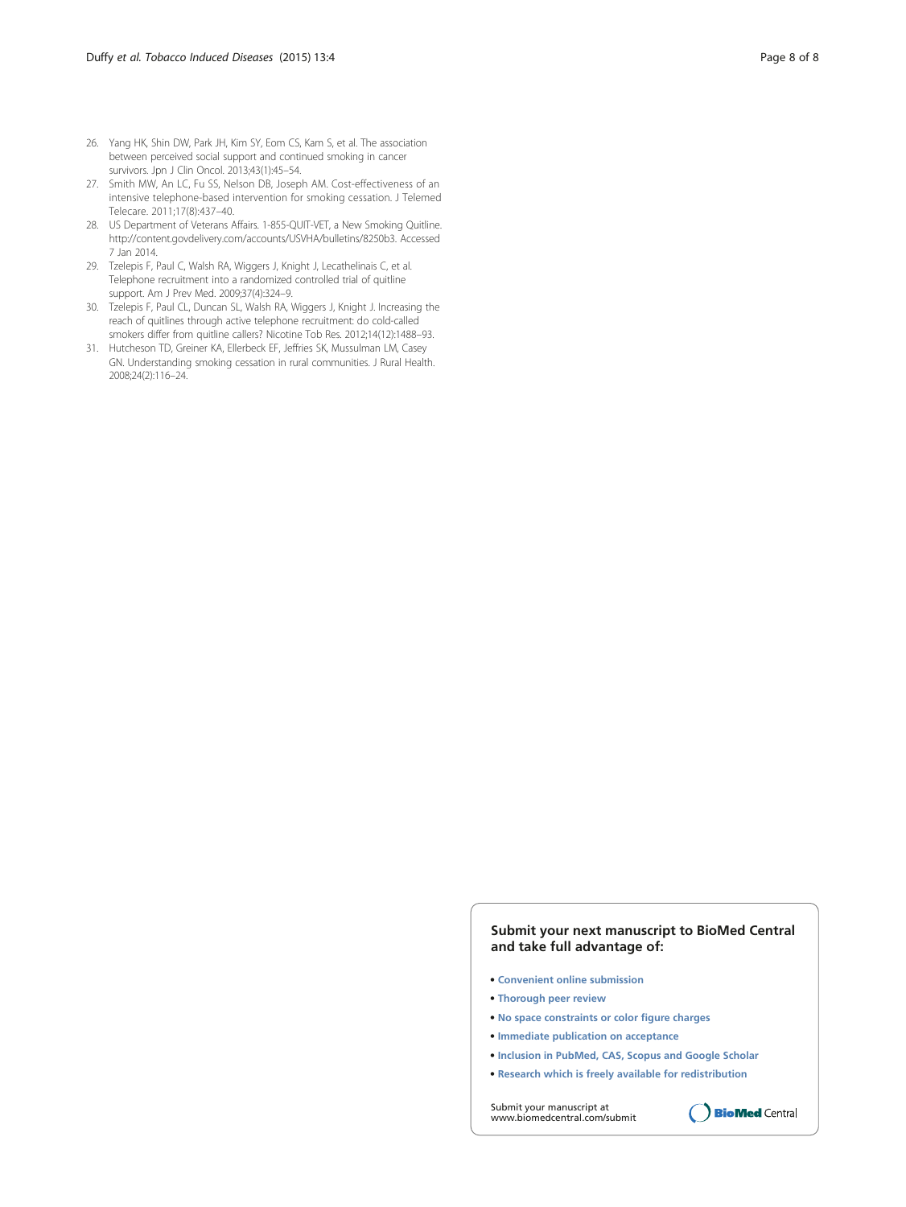26. Yang HK, Shin DW, Park JH, Kim SY, Eom CS, Kam S, et al. The association between perceived social support and continued smoking in cancer survivors. Jpn J Clin Oncol. 2013;43(1):45–54.
27. Smith MW, An LC, Fu SS, Nelson DB, Joseph AM. Cost-effectiveness of an intensive telephone-based intervention for smoking cessation. J Telemed Telecare. 2011;17(8):437–40.
28. US Department of Veterans Affairs. 1-855-QUIT-VET, a New Smoking Quitline. http://content.govdelivery.com/accounts/USVHA/bulletins/8250b3. Accessed 7 Jan 2014.
29. Tzelepis F, Paul C, Walsh RA, Wiggers J, Knight J, Lecathelinais C, et al. Telephone recruitment into a randomized controlled trial of quitline support. Am J Prev Med. 2009;37(4):324–9.
30. Tzelepis F, Paul CL, Duncan SL, Walsh RA, Wiggers J, Knight J. Increasing the reach of quitlines through active telephone recruitment: do cold-called smokers differ from quitline callers? Nicotine Tob Res. 2012;14(12):1488–93.
31. Hutcheson TD, Greiner KA, Ellerbeck EF, Jeffries SK, Mussulman LM, Casey GN. Understanding smoking cessation in rural communities. J Rural Health. 2008;24(2):116–24.

**Submit your next manuscript to BioMed Central and take full advantage of:**

- **Convenient online submission**
- **Thorough peer review**
- **No space constraints or color figure charges**
- **Immediate publication on acceptance**
- **Inclusion in PubMed, CAS, Scopus and Google Scholar**
- **Research which is freely available for redistribution**

Submit your manuscript at
www.biomedcentral.com/submit

BioMed Central